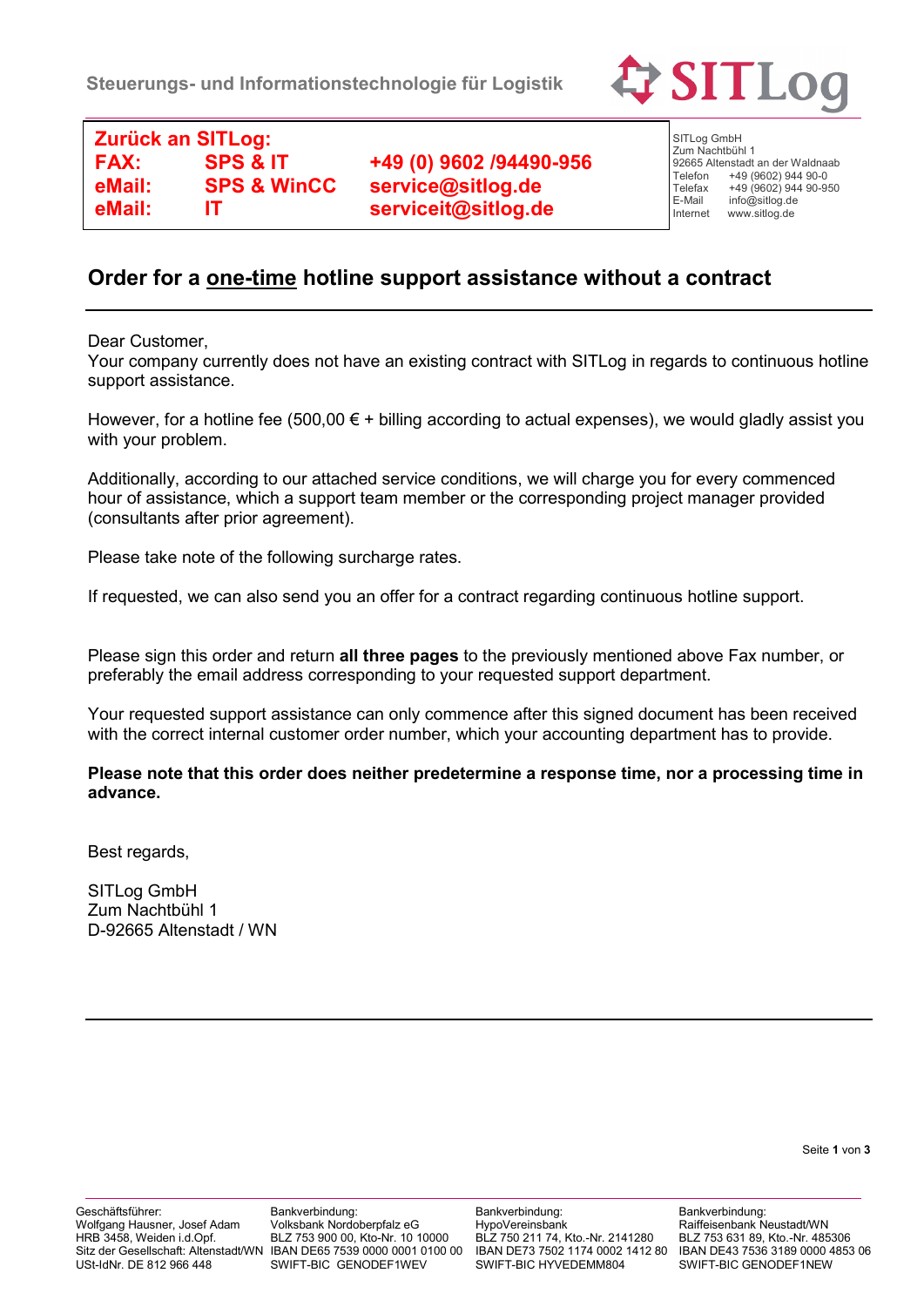Steuerungs- und Informationstechnologie für Logistik

SITLog

| **Zurück an SITLog:** | | |
|---|---|---|
| **FAX:** | **SPS & IT** | **+49 (0) 9602 /94490-956** |
| **eMail:** | **SPS & WinCC** | **service@sitlog.de** |
| **eMail:** | **IT** | **serviceit@sitlog.de** |

SITLog GmbH
Zum Nachtbühl 1
92665 Altenstadt an der Waldnaab
Telefon +49 (9602) 944 90-0
Telefax +49 (9602) 944 90-950
E-Mail info@sitlog.de
Internet www.sitlog.de

## Order for a <u>one-time</u> hotline support assistance without a contract

Dear Customer,
Your company currently does not have an existing contract with SITLog in regards to continuous hotline support assistance.

However, for a hotline fee (500,00 € + billing according to actual expenses), we would gladly assist you with your problem.

Additionally, according to our attached service conditions, we will charge you for every commenced hour of assistance, which a support team member or the corresponding project manager provided (consultants after prior agreement).

Please take note of the following surcharge rates.

If requested, we can also send you an offer for a contract regarding continuous hotline support.

Please sign this order and return **all three pages** to the previously mentioned above Fax number, or preferably the email address corresponding to your requested support department.

Your requested support assistance can only commence after this signed document has been received with the correct internal customer order number, which your accounting department has to provide.

**Please note that this order does neither predetermine a response time, nor a processing time in advance.**

Best regards,

SITLog GmbH
Zum Nachtbühl 1
D-92665 Altenstadt / WN

| Geschäftsführer: | Bankverbindung: | Bankverbindung: | Bankverbindung: |
|---|---|---|---|
| Wolfgang Hausner, Josef Adam | Volksbank Nordoberpfalz eG | HypoVereinsbank | Raiffeisenbank Neustadt/WN |
| HRB 3458, Weiden i.d.Opf. | BLZ 753 900 00, Kto-Nr. 10 10000 | BLZ 750 211 74, Kto.-Nr. 2141280 | BLZ 753 631 89, Kto.-Nr. 485306 |
| Sitz der Gesellschaft: Altenstadt/WN | IBAN DE65 7539 0000 0001 0100 00 | IBAN DE73 7502 1174 0002 1412 80 | IBAN DE43 7536 3189 0000 4853 06 |
| USt-IdNr. DE 812 966 448 | SWIFT-BIC GENODEF1WEV | SWIFT-BIC HYVEDEMM804 | SWIFT-BIC GENODEF1NEW |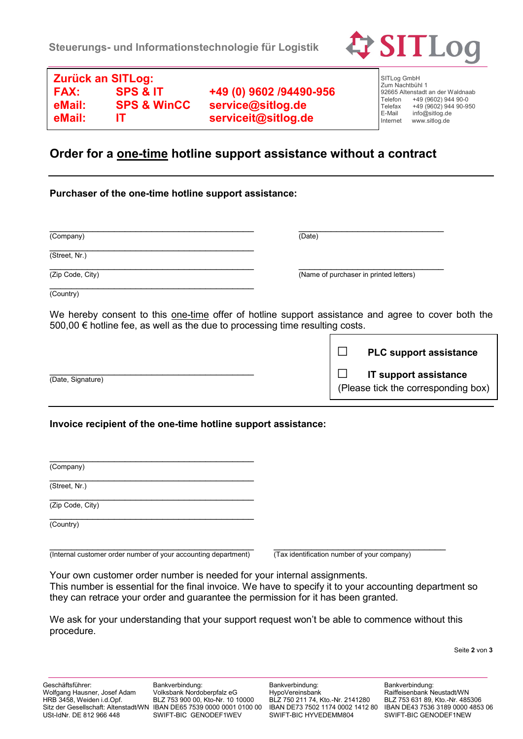Steuerungs- und Informationstechnologie für Logistik

SITLog

| **Zurück an SITLog:** | | |
|---|---|---|
| **FAX:** | **SPS & IT** | **+49 (0) 9602 /94490-956** |
| **eMail:** | **SPS & WinCC** | **service@sitlog.de** |
| **eMail:** | **IT** | **serviceit@sitlog.de** |

SITLog GmbH
Zum Nachtbühl 1
92665 Altenstadt an der Waldnaab
Telefon +49 (9602) 944 90-0
Telefax +49 (9602) 944 90-950
E-Mail info@sitlog.de
Internet www.sitlog.de

## Order for a one-time hotline support assistance without a contract

**Purchaser of the one-time hotline support assistance:**

___________________________________________ (Company)

___________________________________________ (Street, Nr.)

___________________________________________ (Zip Code, City)

___________________________________________ (Country)

_______________________________ (Date)

_______________________________ (Name of purchaser in printed letters)

We hereby consent to this one-time offer of hotline support assistance and agree to cover both the 500,00 € hotline fee, as well as the due to processing time resulting costs.

___________________________________________ (Date, Signature)

☐ **PLC support assistance**

☐ **IT support assistance**

(Please tick the corresponding box)

**Invoice recipient of the one-time hotline support assistance:**

___________________________________________ (Company)

___________________________________________ (Street, Nr.)

___________________________________________ (Zip Code, City)

___________________________________________ (Country)

___________________________________________ (Internal customer order number of your accounting department)

___________________________________________ (Tax identification number of your company)

Your own customer order number is needed for your internal assignments.
This number is essential for the final invoice. We have to specify it to your accounting department so they can retrace your order and guarantee the permission for it has been granted.

We ask for your understanding that your support request won't be able to commence without this procedure.

| Geschäftsführer: | Bankverbindung: | Bankverbindung: | Bankverbindung: |
|---|---|---|---|
| Wolfgang Hausner, Josef Adam | Volksbank Nordoberpfalz eG | HypoVereinsbank | Raiffeisenbank Neustadt/WN |
| HRB 3458, Weiden i.d.Opf. | BLZ 753 900 00, Kto-Nr. 10 10000 | BLZ 750 211 74, Kto.-Nr. 2141280 | BLZ 753 631 89, Kto.-Nr. 485306 |
| Sitz der Gesellschaft: Altenstadt/WN | IBAN DE65 7539 0000 0001 0100 00 | IBAN DE73 7502 1174 0002 1412 80 | IBAN DE43 7536 3189 0000 4853 06 |
| USt-IdNr. DE 812 966 448 | SWIFT-BIC GENODEF1WEV | SWIFT-BIC HYVEDEMM804 | SWIFT-BIC GENODEF1NEW |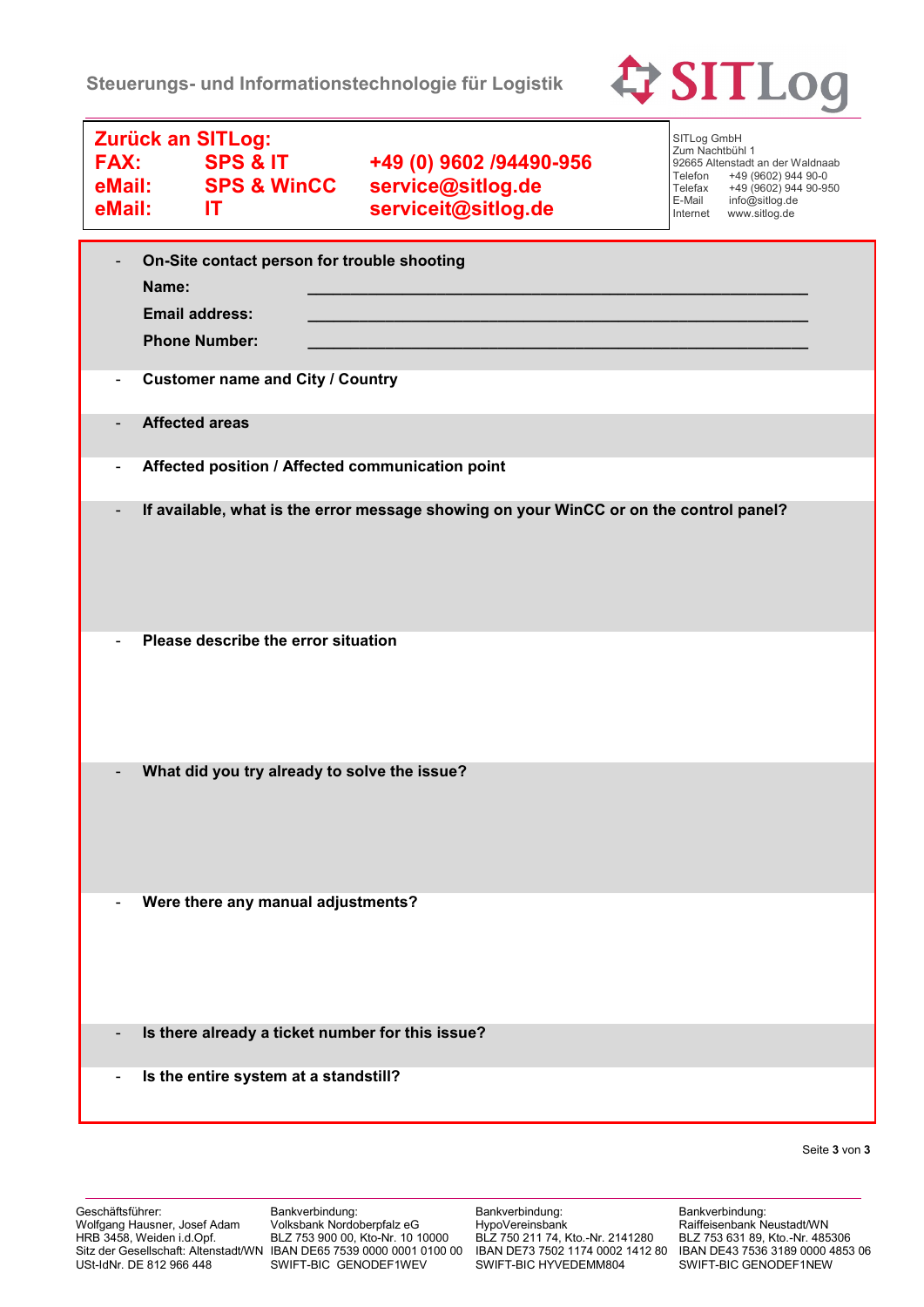Steuerungs- und Informationstechnologie für Logistik

SITLog

| | | |
|---|---|---|
| **Zurück an SITLog:** | | |
| **FAX:** | **SPS & IT** | **+49 (0) 9602 /94490-956** |
| **eMail:** | **SPS & WinCC** | **service@sitlog.de** |
| **eMail:** | **IT** | **serviceit@sitlog.de** |

SITLog GmbH
Zum Nachtbühl 1
92665 Altenstadt an der Waldnaab
Telefon +49 (9602) 944 90-0
Telefax +49 (9602) 944 90-950
E-Mail info@sitlog.de
Internet www.sitlog.de

- **On-Site contact person for trouble shooting**

  **Name:** ____________________________________________

  **Email address:** ____________________________________________

  **Phone Number:** ____________________________________________

- **Customer name and City / Country**

- **Affected areas**

- **Affected position / Affected communication point**

- **If available, what is the error message showing on your WinCC or on the control panel?**

- **Please describe the error situation**

- **What did you try already to solve the issue?**

- **Were there any manual adjustments?**

- **Is there already a ticket number for this issue?**

- **Is the entire system at a standstill?**

Geschäftsführer:
Wolfgang Hausner, Josef Adam
HRB 3458, Weiden i.d.Opf.
Sitz der Gesellschaft: Altenstadt/WN
USt-IdNr. DE 812 966 448

Bankverbindung:
Volksbank Nordoberpfalz eG
BLZ 753 900 00, Kto-Nr. 10 10000
IBAN DE65 7539 0000 0001 0100 00
SWIFT-BIC GENODEF1WEV

Bankverbindung:
HypoVereinsbank
BLZ 750 211 74, Kto.-Nr. 2141280
IBAN DE73 7502 1174 0002 1412 80
SWIFT-BIC HYVEDEMM804

Bankverbindung:
Raiffeisenbank Neustadt/WN
BLZ 753 631 89, Kto.-Nr. 485306
IBAN DE43 7536 3189 0000 4853 06
SWIFT-BIC GENODEF1NEW